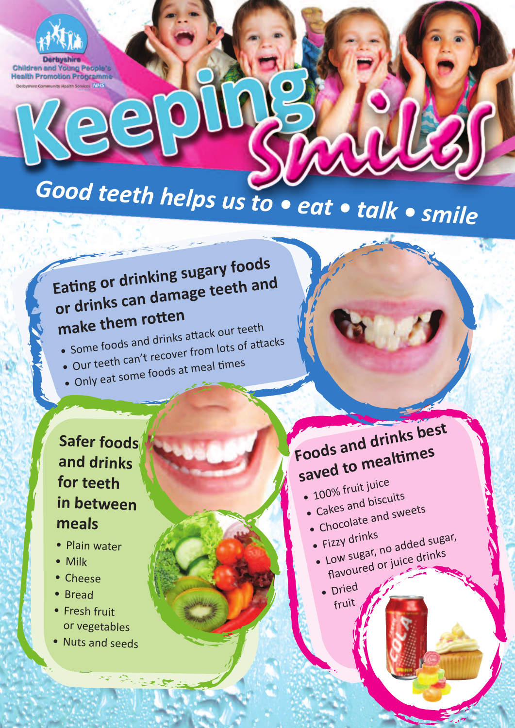Derbyshire Children and Young People's Health Promotion Programme

Derbyshire Community Health Services NHS

# Keeping Smiles

## *Good teeth helps us to • eat • talk • smile*

### Eating or drinking sugary foods or drinks can damage teeth and make them rotten

- Some foods and drinks attack our teeth
- Our teeth can't recover from lots of attacks
- Only eat some foods at meal times

### Safer foods and drinks for teeth in between meals

- Plain water
- Milk
- Cheese
- Bread
- Fresh fruit or vegetables
- Nuts and seeds

### Foods and drinks best saved to mealtimes

- 100% fruit juice
- Cakes and biscuits
- Chocolate and sweets
- Fizzy drinks
- Low sugar, no added sugar, flavoured or juice drinks
- Dried fruit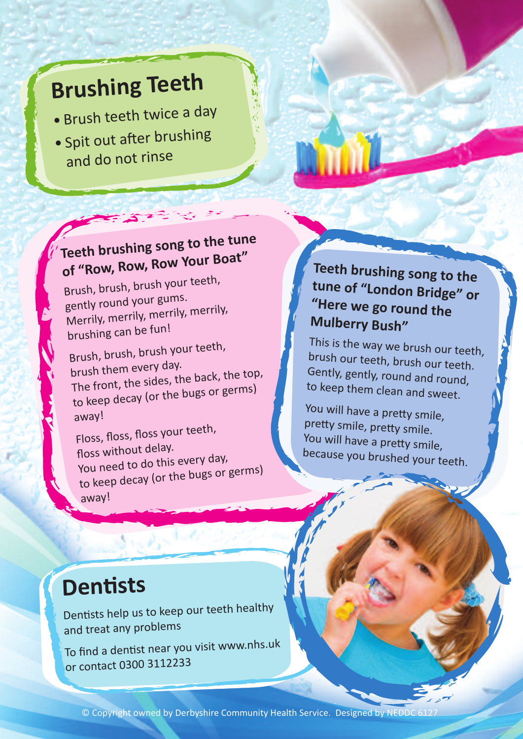## Brushing Teeth

- Brush teeth twice a day
- Spit out after brushing and do not rinse

### Teeth brushing song to the tune of "Row, Row, Row Your Boat"

Brush, brush, brush your teeth,
gently round your gums.
Merrily, merrily, merrily, merrily,
brushing can be fun!

Brush, brush, brush your teeth,
brush them every day.
The front, the sides, the back, the top,
to keep decay (or the bugs or germs)
away!

Floss, floss, floss your teeth,
floss without delay.
You need to do this every day,
to keep decay (or the bugs or germs)
away!

### Teeth brushing song to the tune of "London Bridge" or "Here we go round the Mulberry Bush"

This is the way we brush our teeth,
brush our teeth, brush our teeth.
Gently, gently, round and round,
to keep them clean and sweet.

You will have a pretty smile,
pretty smile, pretty smile.
You will have a pretty smile,
because you brushed your teeth.

## Dentists

Dentists help us to keep our teeth healthy and treat any problems

To find a dentist near you visit www.nhs.uk or contact 0300 3112233

© Copyright owned by Derbyshire Community Health Service. Designed by NEDDC 6127